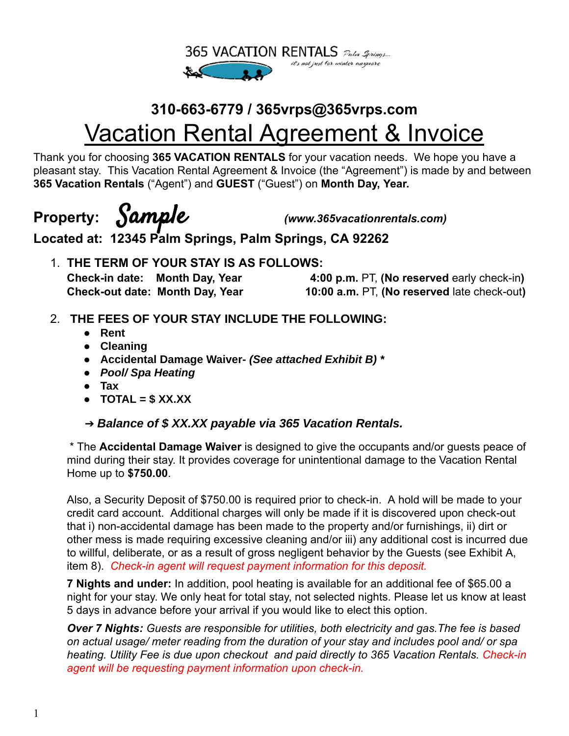365 VACATION RENTALS Palm Springs... it's not just for winter anymore

**310-663-6779 / 365vrps@365vrps.com**

# Vacation Rental Agreement & Invoice

Thank you for choosing **365 VACATION RENTALS** for your vacation needs. We hope you have a pleasant stay. This Vacation Rental Agreement & Invoice (the "Agreement") is made by and between **365 Vacation Rentals** ("Agent") and **GUEST** ("Guest") on **Month Day, Year.**

**Property:** *Sample* ***(www.365vacationrentals.com)***

**Located at: 12345 Palm Springs, Palm Springs, CA 92262**

1. **THE TERM OF YOUR STAY IS AS FOLLOWS:**
   **Check-in date: Month Day, Year** **4:00 p.m.** PT, **(No reserved** early check-in**)**
   **Check-out date: Month Day, Year** **10:00 a.m.** PT, **(No reserved** late check-out**)**

2. **THE FEES OF YOUR STAY INCLUDE THE FOLLOWING:**
   - **Rent**
   - **Cleaning**
   - **Accidental Damage Waiver-** ***(See attached Exhibit B)*** **\***
   - ***Pool/ Spa Heating***
   - **Tax**
   - **TOTAL = $ XX.XX**

   ***➔ Balance of $ XX.XX payable via 365 Vacation Rentals.***

   \* The **Accidental Damage Waiver** is designed to give the occupants and/or guests peace of mind during their stay. It provides coverage for unintentional damage to the Vacation Rental Home up to **$750.00**.

   Also, a Security Deposit of $750.00 is required prior to check-in. A hold will be made to your credit card account. Additional charges will only be made if it is discovered upon check-out that i) non-accidental damage has been made to the property and/or furnishings, ii) dirt or other mess is made requiring excessive cleaning and/or iii) any additional cost is incurred due to willful, deliberate, or as a result of gross negligent behavior by the Guests (see Exhibit A, item 8). *Check-in agent will request payment information for this deposit.*

   **7 Nights and under:** In addition, pool heating is available for an additional fee of $65.00 a night for your stay. We only heat for total stay, not selected nights. Please let us know at least 5 days in advance before your arrival if you would like to elect this option.

   ***Over 7 Nights:*** *Guests are responsible for utilities, both electricity and gas.The fee is based on actual usage/ meter reading from the duration of your stay and includes pool and/ or spa heating. Utility Fee is due upon checkout and paid directly to 365 Vacation Rentals. Check-in agent will be requesting payment information upon check-in.*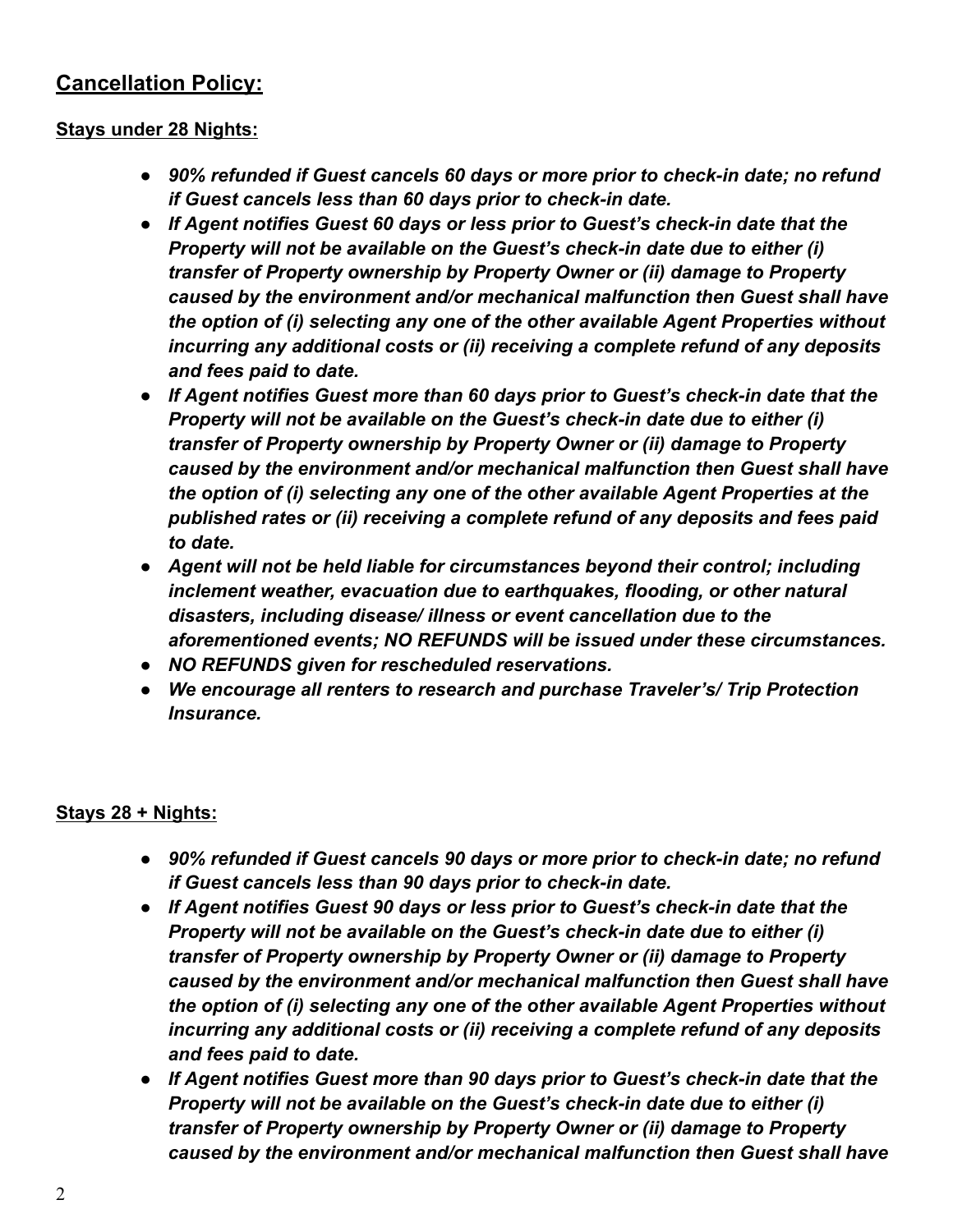## Cancellation Policy:

### Stays under 28 Nights:

- ***90% refunded if Guest cancels 60 days or more prior to check-in date; no refund if Guest cancels less than 60 days prior to check-in date.***
- ***If Agent notifies Guest 60 days or less prior to Guest's check-in date that the Property will not be available on the Guest's check-in date due to either (i) transfer of Property ownership by Property Owner or (ii) damage to Property caused by the environment and/or mechanical malfunction then Guest shall have the option of (i) selecting any one of the other available Agent Properties without incurring any additional costs or (ii) receiving a complete refund of any deposits and fees paid to date.***
- ***If Agent notifies Guest more than 60 days prior to Guest's check-in date that the Property will not be available on the Guest's check-in date due to either (i) transfer of Property ownership by Property Owner or (ii) damage to Property caused by the environment and/or mechanical malfunction then Guest shall have the option of (i) selecting any one of the other available Agent Properties at the published rates or (ii) receiving a complete refund of any deposits and fees paid to date.***
- ***Agent will not be held liable for circumstances beyond their control; including inclement weather, evacuation due to earthquakes, flooding, or other natural disasters, including disease/ illness or event cancellation due to the aforementioned events; NO REFUNDS will be issued under these circumstances.***
- ***NO REFUNDS given for rescheduled reservations.***
- ***We encourage all renters to research and purchase Traveler's/ Trip Protection Insurance.***

### Stays 28 + Nights:

- ***90% refunded if Guest cancels 90 days or more prior to check-in date; no refund if Guest cancels less than 90 days prior to check-in date.***
- ***If Agent notifies Guest 90 days or less prior to Guest's check-in date that the Property will not be available on the Guest's check-in date due to either (i) transfer of Property ownership by Property Owner or (ii) damage to Property caused by the environment and/or mechanical malfunction then Guest shall have the option of (i) selecting any one of the other available Agent Properties without incurring any additional costs or (ii) receiving a complete refund of any deposits and fees paid to date.***
- ***If Agent notifies Guest more than 90 days prior to Guest's check-in date that the Property will not be available on the Guest's check-in date due to either (i) transfer of Property ownership by Property Owner or (ii) damage to Property caused by the environment and/or mechanical malfunction then Guest shall have***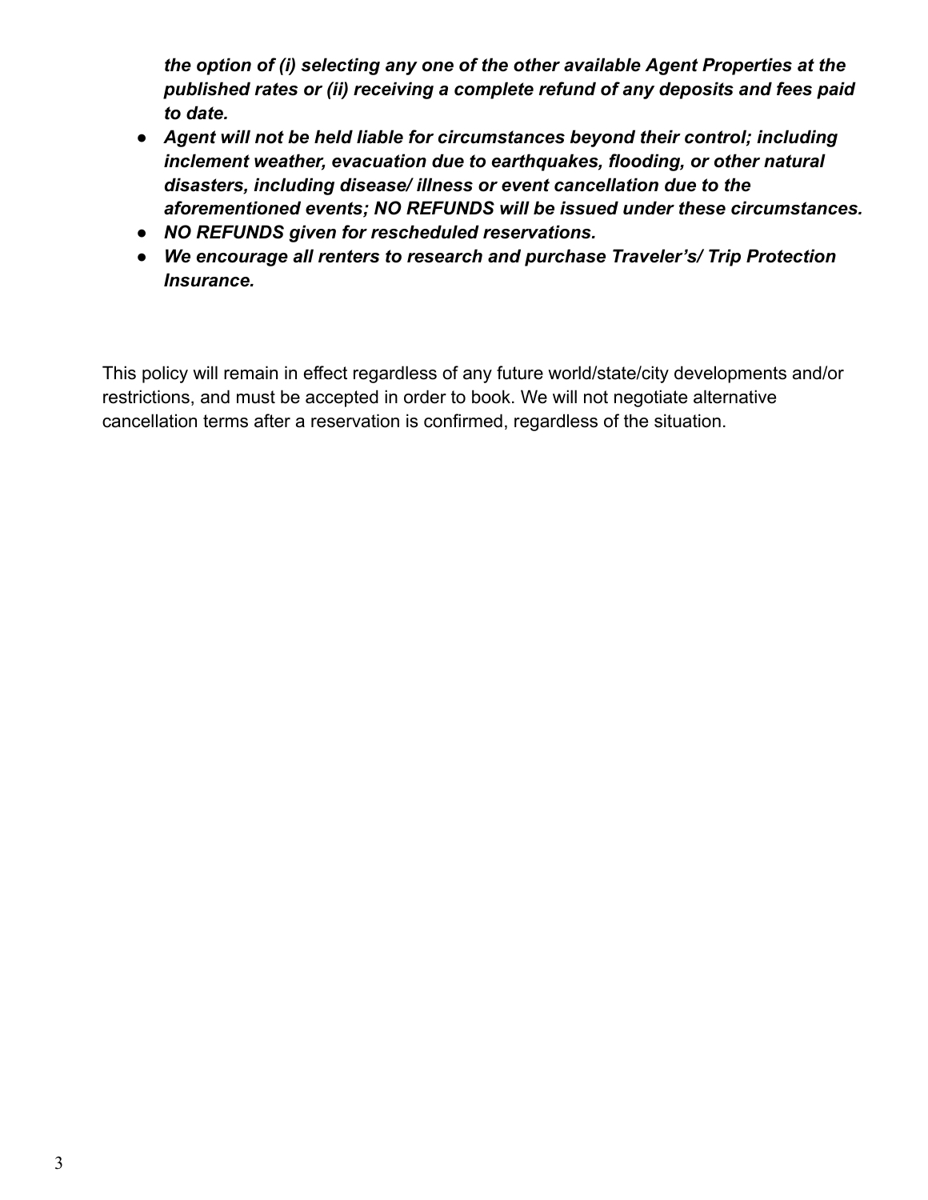***the option of (i) selecting any one of the other available Agent Properties at the published rates or (ii) receiving a complete refund of any deposits and fees paid to date.***

- ***Agent will not be held liable for circumstances beyond their control; including inclement weather, evacuation due to earthquakes, flooding, or other natural disasters, including disease/ illness or event cancellation due to the aforementioned events; NO REFUNDS will be issued under these circumstances.***
- ***NO REFUNDS given for rescheduled reservations.***
- ***We encourage all renters to research and purchase Traveler's/ Trip Protection Insurance.***

This policy will remain in effect regardless of any future world/state/city developments and/or restrictions, and must be accepted in order to book. We will not negotiate alternative cancellation terms after a reservation is confirmed, regardless of the situation.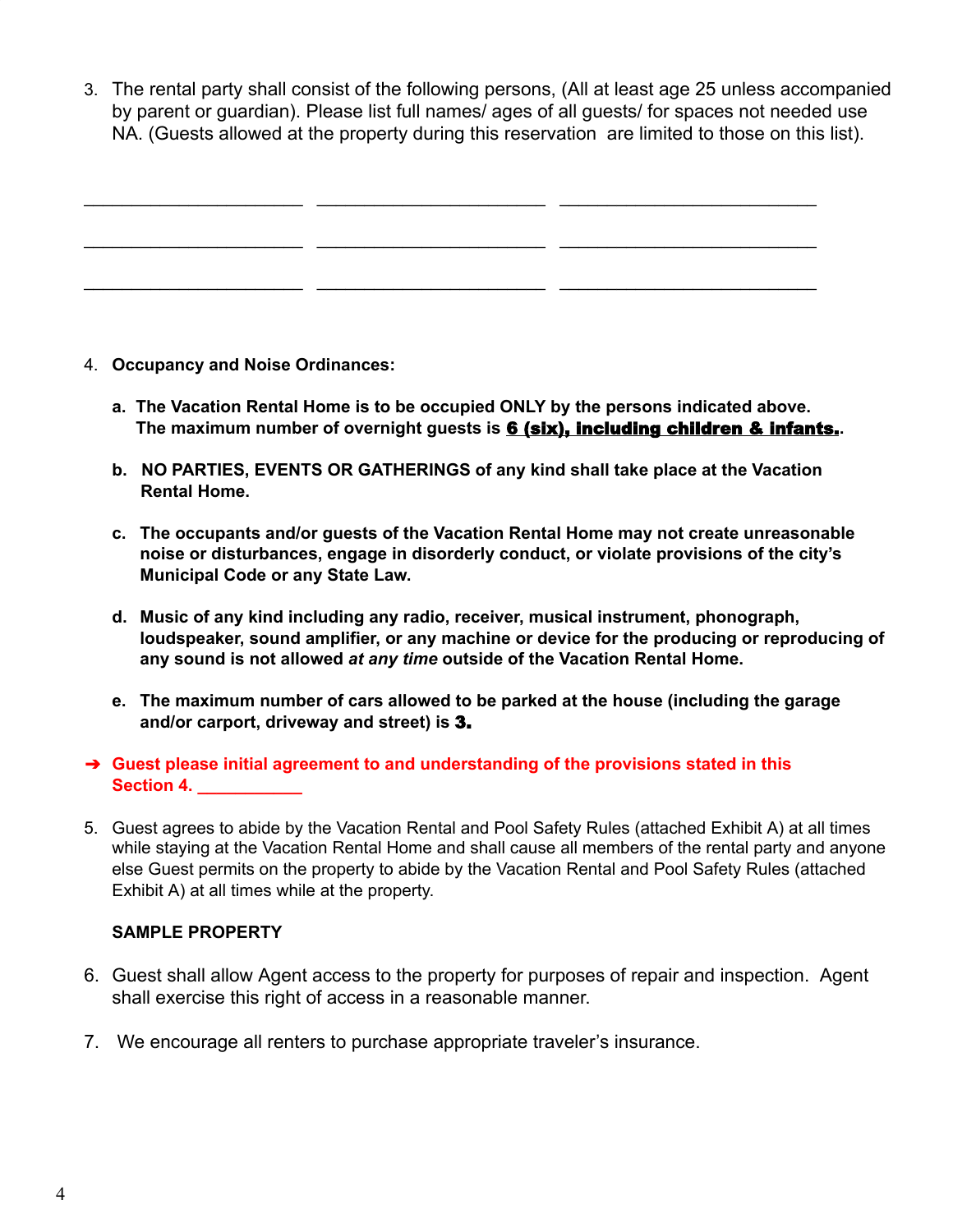3. The rental party shall consist of the following persons, (All at least age 25 unless accompanied by parent or guardian). Please list full names/ ages of all guests/ for spaces not needed use NA. (Guests allowed at the property during this reservation are limited to those on this list).

| | | |
|---|---|---|
| ______________________ | ______________________ | ______________________ |
| ______________________ | ______________________ | ______________________ |
| ______________________ | ______________________ | ______________________ |

4. **Occupancy and Noise Ordinances:**

   a. **The Vacation Rental Home is to be occupied ONLY by the persons indicated above. The maximum number of overnight guests is <u>6 (six), including children & infants.</u>.**

   b. **NO PARTIES, EVENTS OR GATHERINGS of any kind shall take place at the Vacation Rental Home.**

   c. **The occupants and/or guests of the Vacation Rental Home may not create unreasonable noise or disturbances, engage in disorderly conduct, or violate provisions of the city's Municipal Code or any State Law.**

   d. **Music of any kind including any radio, receiver, musical instrument, phonograph, loudspeaker, sound amplifier, or any machine or device for the producing or reproducing of any sound is not allowed *at any time* outside of the Vacation Rental Home.**

   e. **The maximum number of cars allowed to be parked at the house (including the garage and/or carport, driveway and street) is 3.**

➔ **Guest please initial agreement to and understanding of the provisions stated in this Section 4. ___________**

5. Guest agrees to abide by the Vacation Rental and Pool Safety Rules (attached Exhibit A) at all times while staying at the Vacation Rental Home and shall cause all members of the rental party and anyone else Guest permits on the property to abide by the Vacation Rental and Pool Safety Rules (attached Exhibit A) at all times while at the property.

   **SAMPLE PROPERTY**

6. Guest shall allow Agent access to the property for purposes of repair and inspection. Agent shall exercise this right of access in a reasonable manner.

7. We encourage all renters to purchase appropriate traveler's insurance.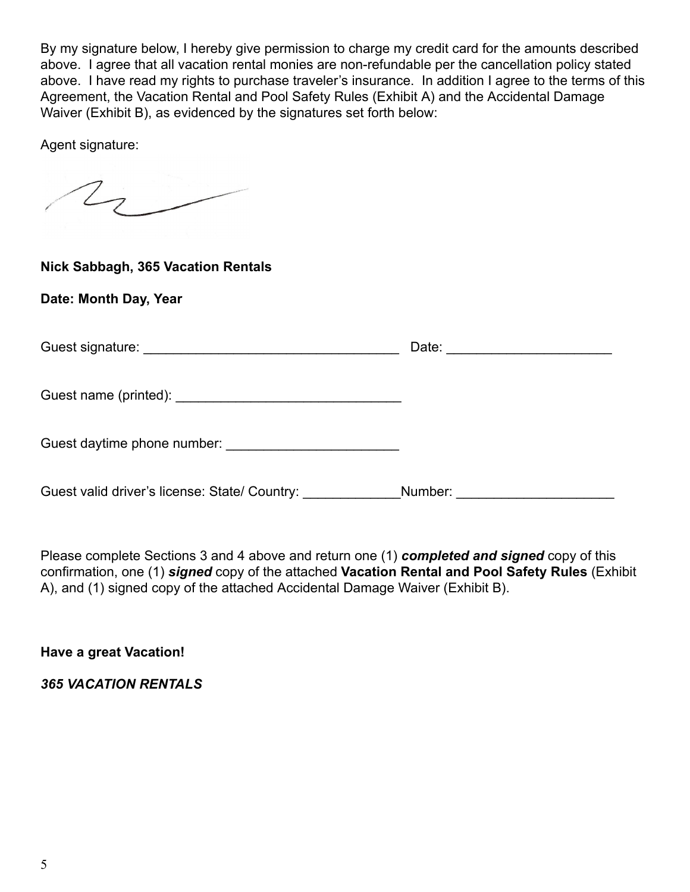By my signature below, I hereby give permission to charge my credit card for the amounts described above.  I agree that all vacation rental monies are non-refundable per the cancellation policy stated above.  I have read my rights to purchase traveler's insurance.  In addition I agree to the terms of this Agreement, the Vacation Rental and Pool Safety Rules (Exhibit A) and the Accidental Damage Waiver (Exhibit B), as evidenced by the signatures set forth below:

Agent signature:

**Nick Sabbagh, 365 Vacation Rentals**

**Date: Month Day, Year**

Guest signature: ___________________________________ Date: ______________________

Guest name (printed): ______________________________

Guest daytime phone number: _______________________

Guest valid driver's license: State/ Country: _____________Number: _____________________

Please complete Sections 3 and 4 above and return one (1) ***completed and signed*** copy of this confirmation, one (1) ***signed*** copy of the attached **Vacation Rental and Pool Safety Rules** (Exhibit A), and (1) signed copy of the attached Accidental Damage Waiver (Exhibit B).

**Have a great Vacation!**

***365 VACATION RENTALS***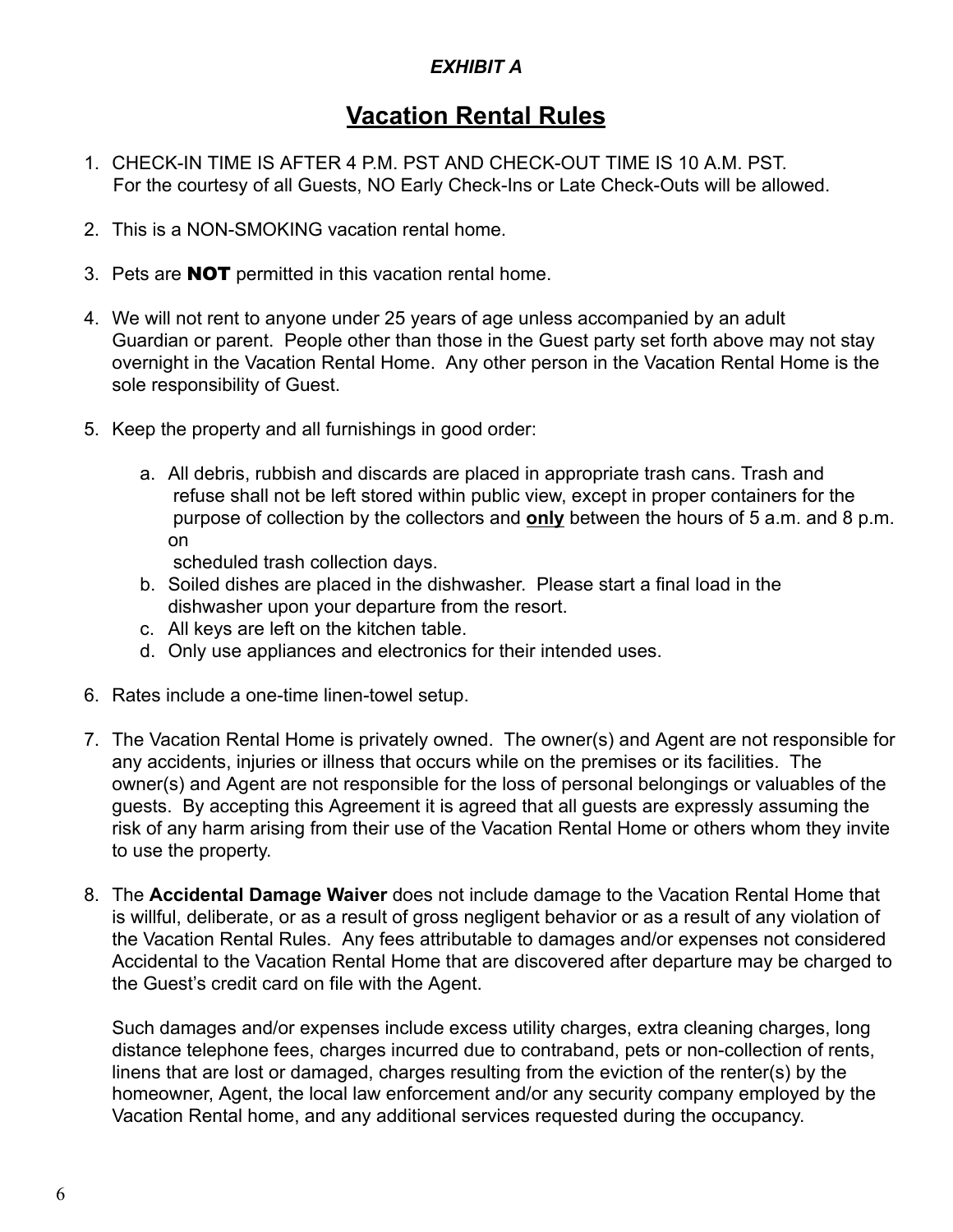***EXHIBIT A***

# Vacation Rental Rules

1. CHECK-IN TIME IS AFTER 4 P.M. PST AND CHECK-OUT TIME IS 10 A.M. PST. For the courtesy of all Guests, NO Early Check-Ins or Late Check-Outs will be allowed.

2. This is a NON-SMOKING vacation rental home.

3. Pets are **NOT** permitted in this vacation rental home.

4. We will not rent to anyone under 25 years of age unless accompanied by an adult Guardian or parent. People other than those in the Guest party set forth above may not stay overnight in the Vacation Rental Home. Any other person in the Vacation Rental Home is the sole responsibility of Guest.

5. Keep the property and all furnishings in good order:

   a. All debris, rubbish and discards are placed in appropriate trash cans. Trash and refuse shall not be left stored within public view, except in proper containers for the purpose of collection by the collectors and **only** between the hours of 5 a.m. and 8 p.m. on scheduled trash collection days.
   b. Soiled dishes are placed in the dishwasher. Please start a final load in the dishwasher upon your departure from the resort.
   c. All keys are left on the kitchen table.
   d. Only use appliances and electronics for their intended uses.

6. Rates include a one-time linen-towel setup.

7. The Vacation Rental Home is privately owned. The owner(s) and Agent are not responsible for any accidents, injuries or illness that occurs while on the premises or its facilities. The owner(s) and Agent are not responsible for the loss of personal belongings or valuables of the guests. By accepting this Agreement it is agreed that all guests are expressly assuming the risk of any harm arising from their use of the Vacation Rental Home or others whom they invite to use the property.

8. The **Accidental Damage Waiver** does not include damage to the Vacation Rental Home that is willful, deliberate, or as a result of gross negligent behavior or as a result of any violation of the Vacation Rental Rules. Any fees attributable to damages and/or expenses not considered Accidental to the Vacation Rental Home that are discovered after departure may be charged to the Guest's credit card on file with the Agent.

   Such damages and/or expenses include excess utility charges, extra cleaning charges, long distance telephone fees, charges incurred due to contraband, pets or non-collection of rents, linens that are lost or damaged, charges resulting from the eviction of the renter(s) by the homeowner, Agent, the local law enforcement and/or any security company employed by the Vacation Rental home, and any additional services requested during the occupancy.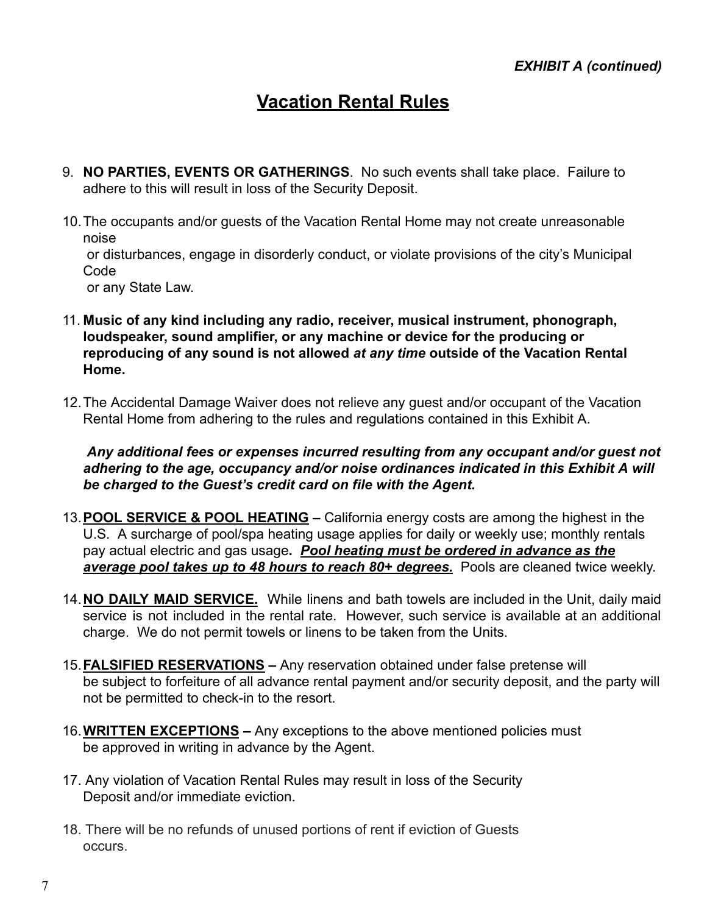*EXHIBIT A (continued)*

# Vacation Rental Rules

9. **NO PARTIES, EVENTS OR GATHERINGS**. No such events shall take place. Failure to adhere to this will result in loss of the Security Deposit.

10. The occupants and/or guests of the Vacation Rental Home may not create unreasonable noise or disturbances, engage in disorderly conduct, or violate provisions of the city's Municipal Code or any State Law.

11. **Music of any kind including any radio, receiver, musical instrument, phonograph, loudspeaker, sound amplifier, or any machine or device for the producing or reproducing of any sound is not allowed *at any time* outside of the Vacation Rental Home.**

12. The Accidental Damage Waiver does not relieve any guest and/or occupant of the Vacation Rental Home from adhering to the rules and regulations contained in this Exhibit A.

    ***Any additional fees or expenses incurred resulting from any occupant and/or guest not adhering to the age, occupancy and/or noise ordinances indicated in this Exhibit A will be charged to the Guest's credit card on file with the Agent.***

13. **POOL SERVICE & POOL HEATING –** California energy costs are among the highest in the U.S. A surcharge of pool/spa heating usage applies for daily or weekly use; monthly rentals pay actual electric and gas usage**.** ***Pool heating must be ordered in advance as the average pool takes up to 48 hours to reach 80+ degrees.*** Pools are cleaned twice weekly.

14. **NO DAILY MAID SERVICE.** While linens and bath towels are included in the Unit, daily maid service is not included in the rental rate. However, such service is available at an additional charge. We do not permit towels or linens to be taken from the Units.

15. **FALSIFIED RESERVATIONS –** Any reservation obtained under false pretense will be subject to forfeiture of all advance rental payment and/or security deposit, and the party will not be permitted to check-in to the resort.

16. **WRITTEN EXCEPTIONS –** Any exceptions to the above mentioned policies must be approved in writing in advance by the Agent.

17. Any violation of Vacation Rental Rules may result in loss of the Security Deposit and/or immediate eviction.

18. There will be no refunds of unused portions of rent if eviction of Guests occurs.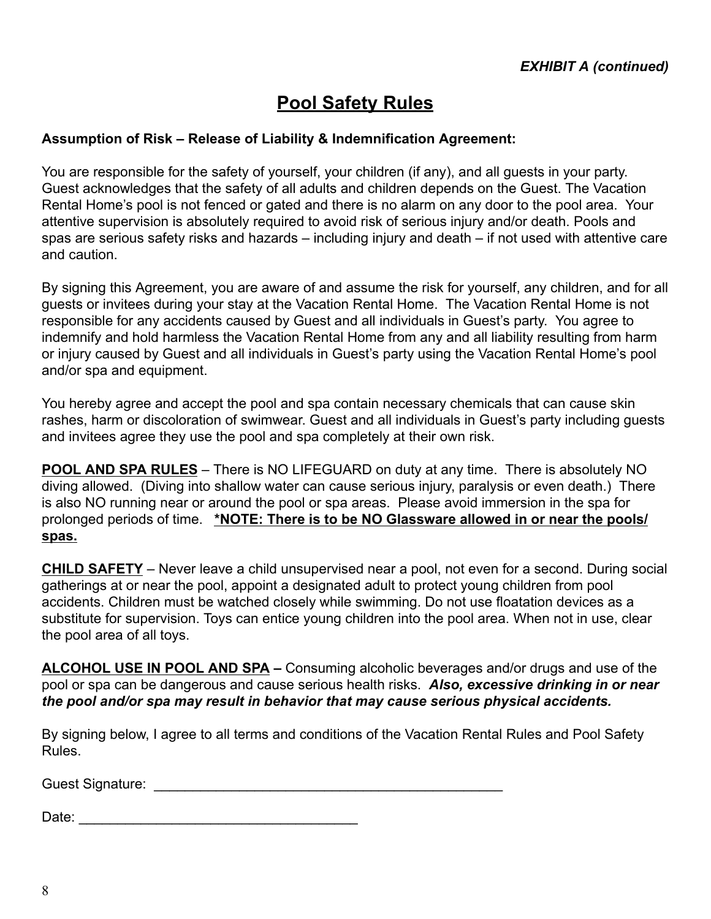*EXHIBIT A (continued)*

# Pool Safety Rules

**Assumption of Risk – Release of Liability & Indemnification Agreement:**

You are responsible for the safety of yourself, your children (if any), and all guests in your party. Guest acknowledges that the safety of all adults and children depends on the Guest. The Vacation Rental Home's pool is not fenced or gated and there is no alarm on any door to the pool area. Your attentive supervision is absolutely required to avoid risk of serious injury and/or death. Pools and spas are serious safety risks and hazards – including injury and death – if not used with attentive care and caution.

By signing this Agreement, you are aware of and assume the risk for yourself, any children, and for all guests or invitees during your stay at the Vacation Rental Home. The Vacation Rental Home is not responsible for any accidents caused by Guest and all individuals in Guest's party. You agree to indemnify and hold harmless the Vacation Rental Home from any and all liability resulting from harm or injury caused by Guest and all individuals in Guest's party using the Vacation Rental Home's pool and/or spa and equipment.

You hereby agree and accept the pool and spa contain necessary chemicals that can cause skin rashes, harm or discoloration of swimwear. Guest and all individuals in Guest's party including guests and invitees agree they use the pool and spa completely at their own risk.

<u>**POOL AND SPA RULES**</u> – There is NO LIFEGUARD on duty at any time. There is absolutely NO diving allowed. (Diving into shallow water can cause serious injury, paralysis or even death.) There is also NO running near or around the pool or spa areas. Please avoid immersion in the spa for prolonged periods of time. <u>**\*NOTE: There is to be NO Glassware allowed in or near the pools/ spas.**</u>

<u>**CHILD SAFETY**</u> – Never leave a child unsupervised near a pool, not even for a second. During social gatherings at or near the pool, appoint a designated adult to protect young children from pool accidents. Children must be watched closely while swimming. Do not use floatation devices as a substitute for supervision. Toys can entice young children into the pool area. When not in use, clear the pool area of all toys.

<u>**ALCOHOL USE IN POOL AND SPA**</u> **–** Consuming alcoholic beverages and/or drugs and use of the pool or spa can be dangerous and cause serious health risks. ***Also, excessive drinking in or near the pool and/or spa may result in behavior that may cause serious physical accidents.***

By signing below, I agree to all terms and conditions of the Vacation Rental Rules and Pool Safety Rules.

Guest Signature: _______________________________________________

Date: ____________________________________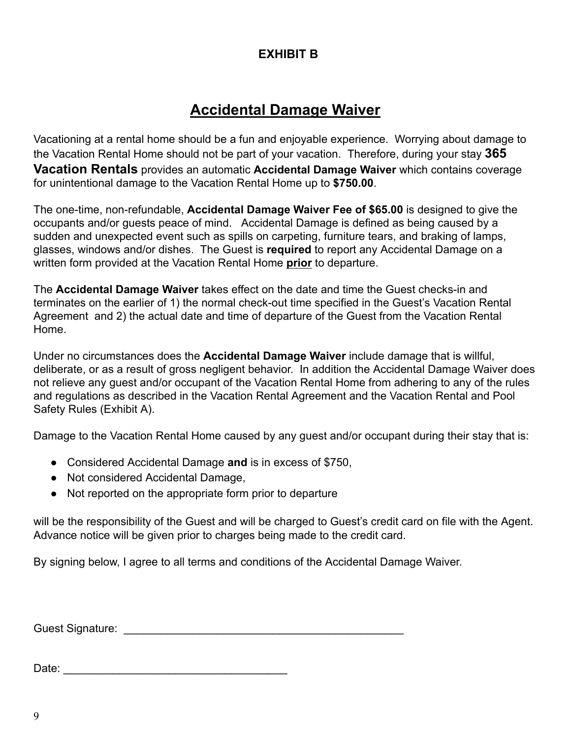**EXHIBIT B**

# Accidental Damage Waiver

Vacationing at a rental home should be a fun and enjoyable experience. Worrying about damage to the Vacation Rental Home should not be part of your vacation. Therefore, during your stay **365 Vacation Rentals** provides an automatic **Accidental Damage Waiver** which contains coverage for unintentional damage to the Vacation Rental Home up to **$750.00**.

The one-time, non-refundable, **Accidental Damage Waiver Fee of $65.00** is designed to give the occupants and/or guests peace of mind. Accidental Damage is defined as being caused by a sudden and unexpected event such as spills on carpeting, furniture tears, and braking of lamps, glasses, windows and/or dishes. The Guest is **required** to report any Accidental Damage on a written form provided at the Vacation Rental Home **prior** to departure.

The **Accidental Damage Waiver** takes effect on the date and time the Guest checks-in and terminates on the earlier of 1) the normal check-out time specified in the Guest's Vacation Rental Agreement and 2) the actual date and time of departure of the Guest from the Vacation Rental Home.

Under no circumstances does the **Accidental Damage Waiver** include damage that is willful, deliberate, or as a result of gross negligent behavior. In addition the Accidental Damage Waiver does not relieve any guest and/or occupant of the Vacation Rental Home from adhering to any of the rules and regulations as described in the Vacation Rental Agreement and the Vacation Rental and Pool Safety Rules (Exhibit A).

Damage to the Vacation Rental Home caused by any guest and/or occupant during their stay that is:

- Considered Accidental Damage **and** is in excess of $750,
- Not considered Accidental Damage,
- Not reported on the appropriate form prior to departure

will be the responsibility of the Guest and will be charged to Guest's credit card on file with the Agent. Advance notice will be given prior to charges being made to the credit card.

By signing below, I agree to all terms and conditions of the Accidental Damage Waiver.

Guest Signature: ______________________________________________

Date: ____________________________________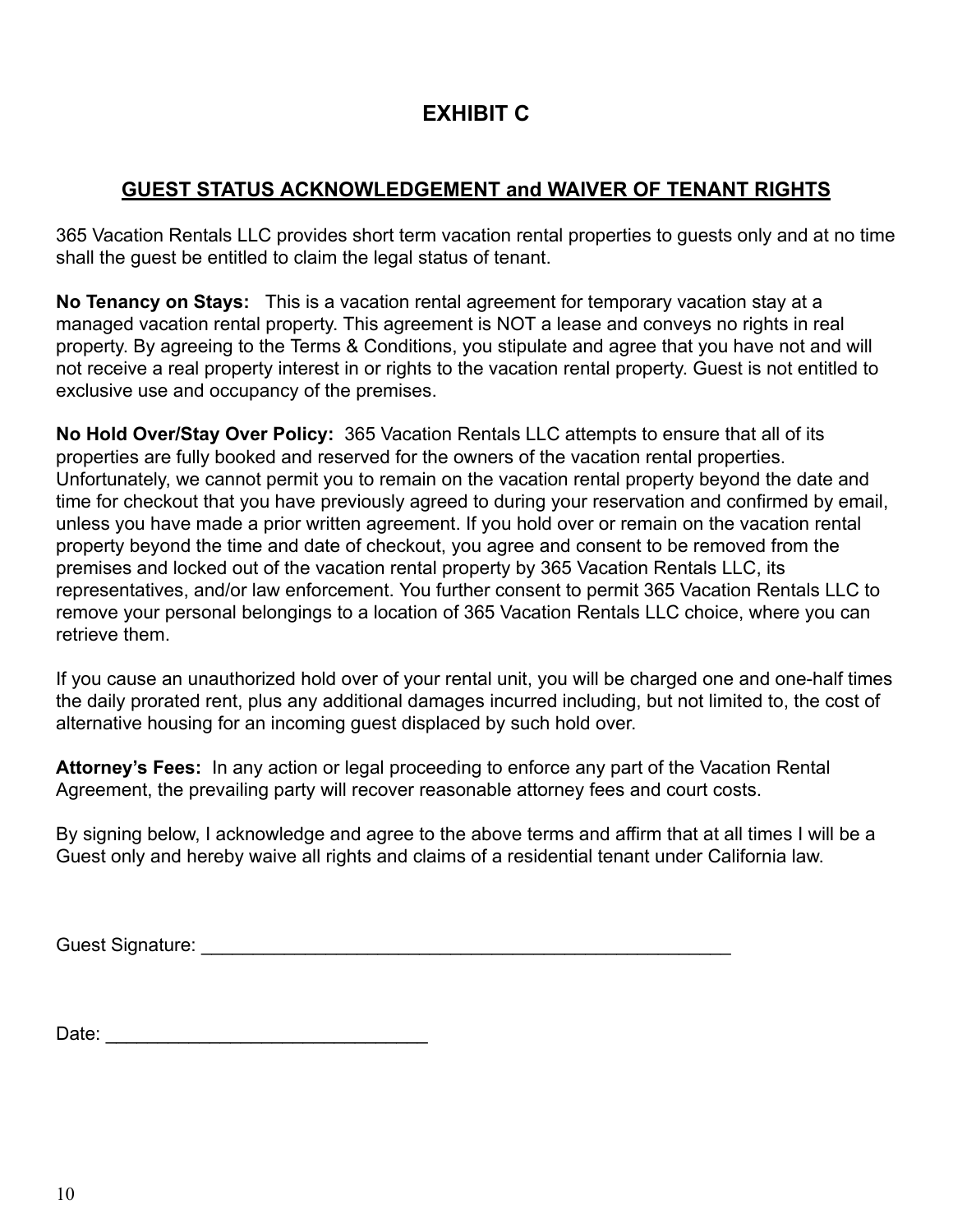# EXHIBIT C

## GUEST STATUS ACKNOWLEDGEMENT and WAIVER OF TENANT RIGHTS

365 Vacation Rentals LLC provides short term vacation rental properties to guests only and at no time shall the guest be entitled to claim the legal status of tenant.

**No Tenancy on Stays:** This is a vacation rental agreement for temporary vacation stay at a managed vacation rental property. This agreement is NOT a lease and conveys no rights in real property. By agreeing to the Terms & Conditions, you stipulate and agree that you have not and will not receive a real property interest in or rights to the vacation rental property. Guest is not entitled to exclusive use and occupancy of the premises.

**No Hold Over/Stay Over Policy:** 365 Vacation Rentals LLC attempts to ensure that all of its properties are fully booked and reserved for the owners of the vacation rental properties. Unfortunately, we cannot permit you to remain on the vacation rental property beyond the date and time for checkout that you have previously agreed to during your reservation and confirmed by email, unless you have made a prior written agreement. If you hold over or remain on the vacation rental property beyond the time and date of checkout, you agree and consent to be removed from the premises and locked out of the vacation rental property by 365 Vacation Rentals LLC, its representatives, and/or law enforcement. You further consent to permit 365 Vacation Rentals LLC to remove your personal belongings to a location of 365 Vacation Rentals LLC choice, where you can retrieve them.

If you cause an unauthorized hold over of your rental unit, you will be charged one and one-half times the daily prorated rent, plus any additional damages incurred including, but not limited to, the cost of alternative housing for an incoming guest displaced by such hold over.

**Attorney's Fees:** In any action or legal proceeding to enforce any part of the Vacation Rental Agreement, the prevailing party will recover reasonable attorney fees and court costs.

By signing below, I acknowledge and agree to the above terms and affirm that at all times I will be a Guest only and hereby waive all rights and claims of a residential tenant under California law.

Guest Signature: ____________________________________________________

Date: ______________________________